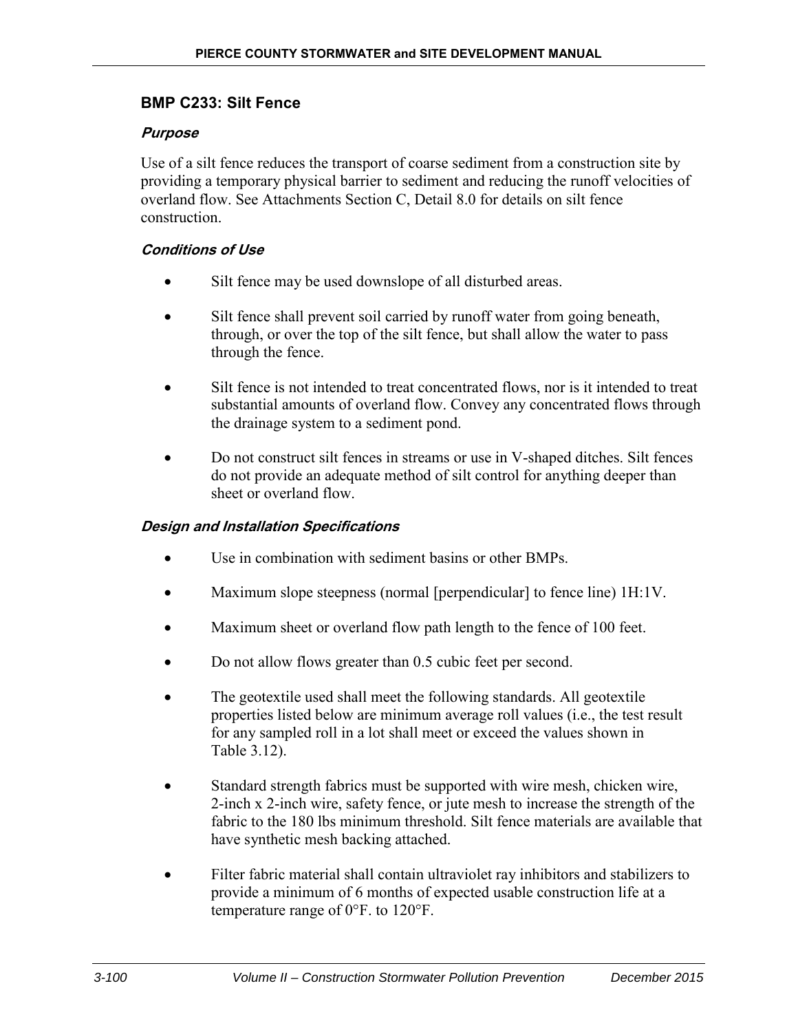## BMP C233: Silt Fence

### *Purpose*

Use of a silt fence reduces the transport of coarse sediment from a construction site by providing a temporary physical barrier to sediment and reducing the runoff velocities of overland flow. See Attachments Section C, Detail 8.0 for details on silt fence construction.

### *Conditions of Use*

- Silt fence may be used downslope of all disturbed areas.
- Silt fence shall prevent soil carried by runoff water from going beneath, through, or over the top of the silt fence, but shall allow the water to pass through the fence.
- Silt fence is not intended to treat concentrated flows, nor is it intended to treat substantial amounts of overland flow. Convey any concentrated flows through the drainage system to a sediment pond.
- Do not construct silt fences in streams or use in V-shaped ditches. Silt fences do not provide an adequate method of silt control for anything deeper than sheet or overland flow.

### *Design and Installation Specifications*

- Use in combination with sediment basins or other BMPs.
- Maximum slope steepness (normal [perpendicular] to fence line) 1H:1V.
- Maximum sheet or overland flow path length to the fence of 100 feet.
- Do not allow flows greater than 0.5 cubic feet per second.
- The geotextile used shall meet the following standards. All geotextile properties listed below are minimum average roll values (i.e., the test result for any sampled roll in a lot shall meet or exceed the values shown in Table 3.12).
- Standard strength fabrics must be supported with wire mesh, chicken wire, 2-inch x 2-inch wire, safety fence, or jute mesh to increase the strength of the fabric to the 180 lbs minimum threshold. Silt fence materials are available that have synthetic mesh backing attached.
- Filter fabric material shall contain ultraviolet ray inhibitors and stabilizers to provide a minimum of 6 months of expected usable construction life at a temperature range of 0°F. to 120°F.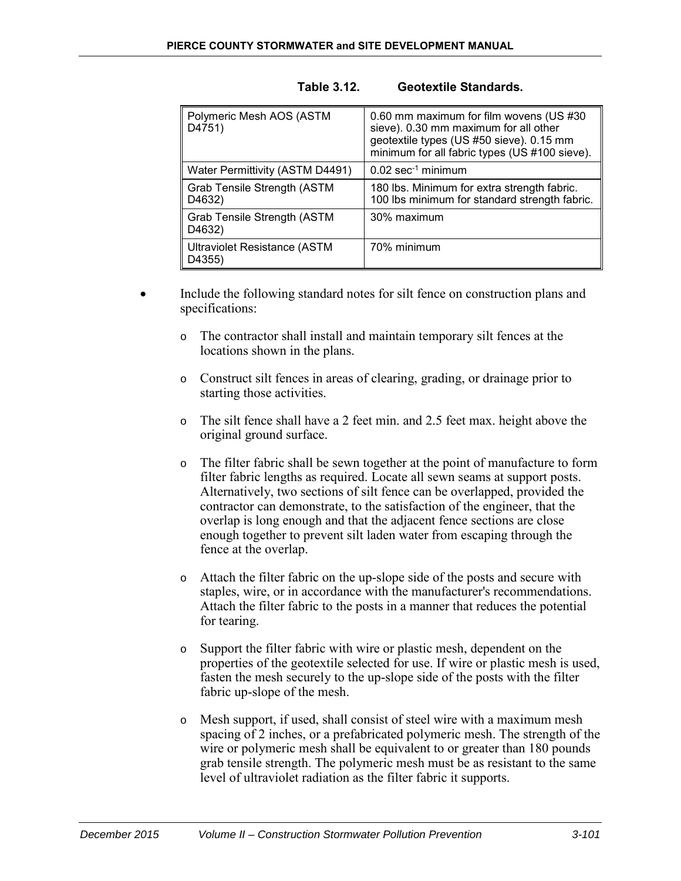**Table 3.12. Geotextile Standards.**

| | |
|---|---|
| Polymeric Mesh AOS (ASTM D4751) | 0.60 mm maximum for film wovens (US #30 sieve). 0.30 mm maximum for all other geotextile types (US #50 sieve). 0.15 mm minimum for all fabric types (US #100 sieve). |
| Water Permittivity (ASTM D4491) | 0.02 $sec^{-1}$ minimum |
| Grab Tensile Strength (ASTM D4632) | 180 lbs. Minimum for extra strength fabric. 100 lbs minimum for standard strength fabric. |
| Grab Tensile Strength (ASTM D4632) | 30% maximum |
| Ultraviolet Resistance (ASTM D4355) | 70% minimum |

- Include the following standard notes for silt fence on construction plans and specifications:
  - The contractor shall install and maintain temporary silt fences at the locations shown in the plans.
  - Construct silt fences in areas of clearing, grading, or drainage prior to starting those activities.
  - The silt fence shall have a 2 feet min. and 2.5 feet max. height above the original ground surface.
  - The filter fabric shall be sewn together at the point of manufacture to form filter fabric lengths as required. Locate all sewn seams at support posts. Alternatively, two sections of silt fence can be overlapped, provided the contractor can demonstrate, to the satisfaction of the engineer, that the overlap is long enough and that the adjacent fence sections are close enough together to prevent silt laden water from escaping through the fence at the overlap.
  - Attach the filter fabric on the up-slope side of the posts and secure with staples, wire, or in accordance with the manufacturer's recommendations. Attach the filter fabric to the posts in a manner that reduces the potential for tearing.
  - Support the filter fabric with wire or plastic mesh, dependent on the properties of the geotextile selected for use. If wire or plastic mesh is used, fasten the mesh securely to the up-slope side of the posts with the filter fabric up-slope of the mesh.
  - Mesh support, if used, shall consist of steel wire with a maximum mesh spacing of 2 inches, or a prefabricated polymeric mesh. The strength of the wire or polymeric mesh shall be equivalent to or greater than 180 pounds grab tensile strength. The polymeric mesh must be as resistant to the same level of ultraviolet radiation as the filter fabric it supports.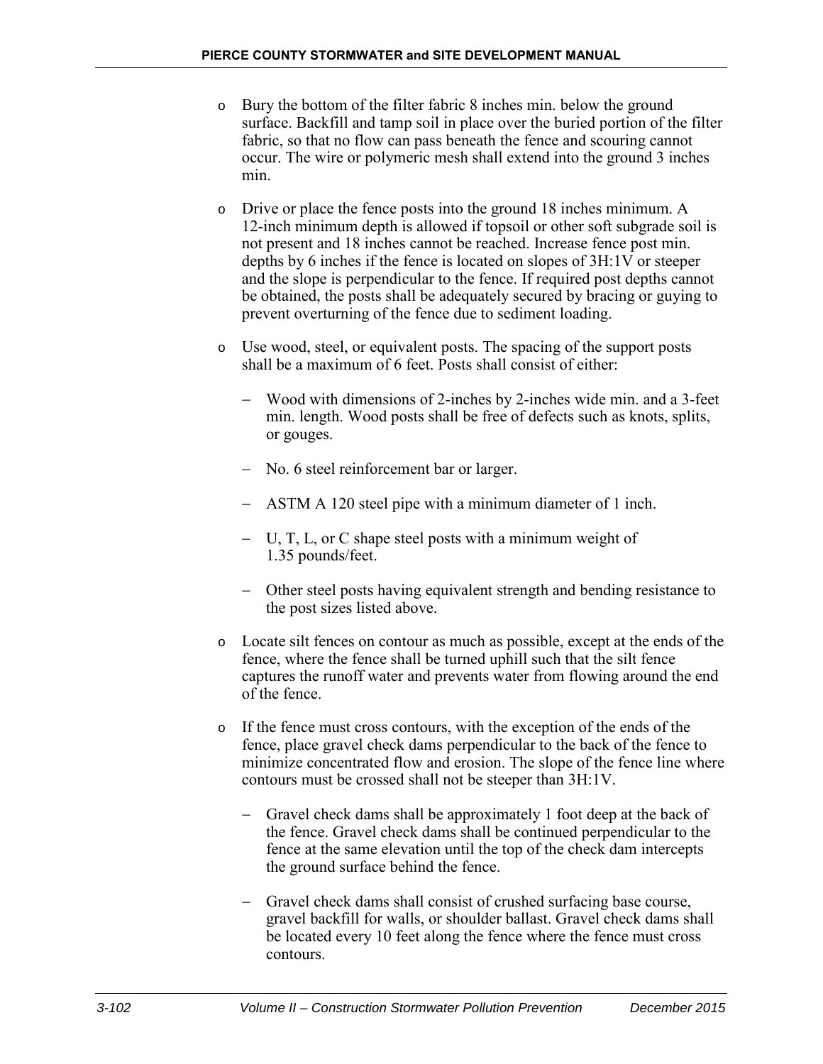- Bury the bottom of the filter fabric 8 inches min. below the ground surface. Backfill and tamp soil in place over the buried portion of the filter fabric, so that no flow can pass beneath the fence and scouring cannot occur. The wire or polymeric mesh shall extend into the ground 3 inches min.

- Drive or place the fence posts into the ground 18 inches minimum. A 12-inch minimum depth is allowed if topsoil or other soft subgrade soil is not present and 18 inches cannot be reached. Increase fence post min. depths by 6 inches if the fence is located on slopes of 3H:1V or steeper and the slope is perpendicular to the fence. If required post depths cannot be obtained, the posts shall be adequately secured by bracing or guying to prevent overturning of the fence due to sediment loading.

- Use wood, steel, or equivalent posts. The spacing of the support posts shall be a maximum of 6 feet. Posts shall consist of either:

  - Wood with dimensions of 2-inches by 2-inches wide min. and a 3-feet min. length. Wood posts shall be free of defects such as knots, splits, or gouges.

  - No. 6 steel reinforcement bar or larger.

  - ASTM A 120 steel pipe with a minimum diameter of 1 inch.

  - U, T, L, or C shape steel posts with a minimum weight of 1.35 pounds/feet.

  - Other steel posts having equivalent strength and bending resistance to the post sizes listed above.

- Locate silt fences on contour as much as possible, except at the ends of the fence, where the fence shall be turned uphill such that the silt fence captures the runoff water and prevents water from flowing around the end of the fence.

- If the fence must cross contours, with the exception of the ends of the fence, place gravel check dams perpendicular to the back of the fence to minimize concentrated flow and erosion. The slope of the fence line where contours must be crossed shall not be steeper than 3H:1V.

  - Gravel check dams shall be approximately 1 foot deep at the back of the fence. Gravel check dams shall be continued perpendicular to the fence at the same elevation until the top of the check dam intercepts the ground surface behind the fence.

  - Gravel check dams shall consist of crushed surfacing base course, gravel backfill for walls, or shoulder ballast. Gravel check dams shall be located every 10 feet along the fence where the fence must cross contours.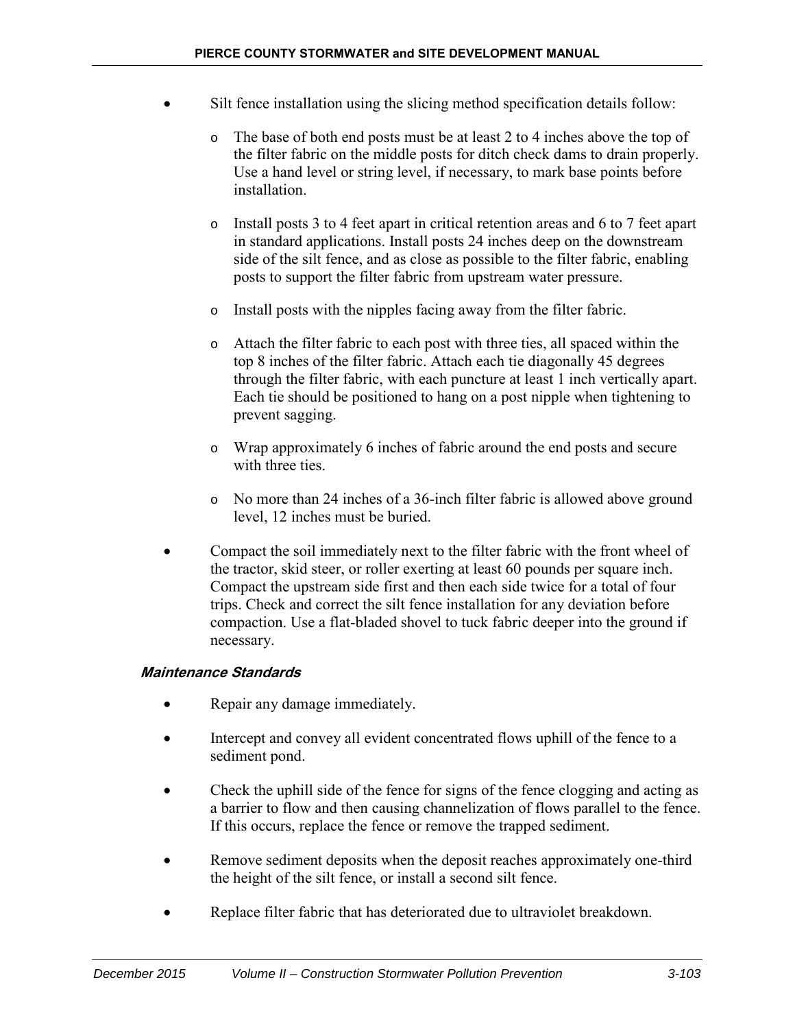- Silt fence installation using the slicing method specification details follow:
  - The base of both end posts must be at least 2 to 4 inches above the top of the filter fabric on the middle posts for ditch check dams to drain properly. Use a hand level or string level, if necessary, to mark base points before installation.
  - Install posts 3 to 4 feet apart in critical retention areas and 6 to 7 feet apart in standard applications. Install posts 24 inches deep on the downstream side of the silt fence, and as close as possible to the filter fabric, enabling posts to support the filter fabric from upstream water pressure.
  - Install posts with the nipples facing away from the filter fabric.
  - Attach the filter fabric to each post with three ties, all spaced within the top 8 inches of the filter fabric. Attach each tie diagonally 45 degrees through the filter fabric, with each puncture at least 1 inch vertically apart. Each tie should be positioned to hang on a post nipple when tightening to prevent sagging.
  - Wrap approximately 6 inches of fabric around the end posts and secure with three ties.
  - No more than 24 inches of a 36-inch filter fabric is allowed above ground level, 12 inches must be buried.
- Compact the soil immediately next to the filter fabric with the front wheel of the tractor, skid steer, or roller exerting at least 60 pounds per square inch. Compact the upstream side first and then each side twice for a total of four trips. Check and correct the silt fence installation for any deviation before compaction. Use a flat-bladed shovel to tuck fabric deeper into the ground if necessary.

#### *Maintenance Standards*

- Repair any damage immediately.
- Intercept and convey all evident concentrated flows uphill of the fence to a sediment pond.
- Check the uphill side of the fence for signs of the fence clogging and acting as a barrier to flow and then causing channelization of flows parallel to the fence. If this occurs, replace the fence or remove the trapped sediment.
- Remove sediment deposits when the deposit reaches approximately one-third the height of the silt fence, or install a second silt fence.
- Replace filter fabric that has deteriorated due to ultraviolet breakdown.